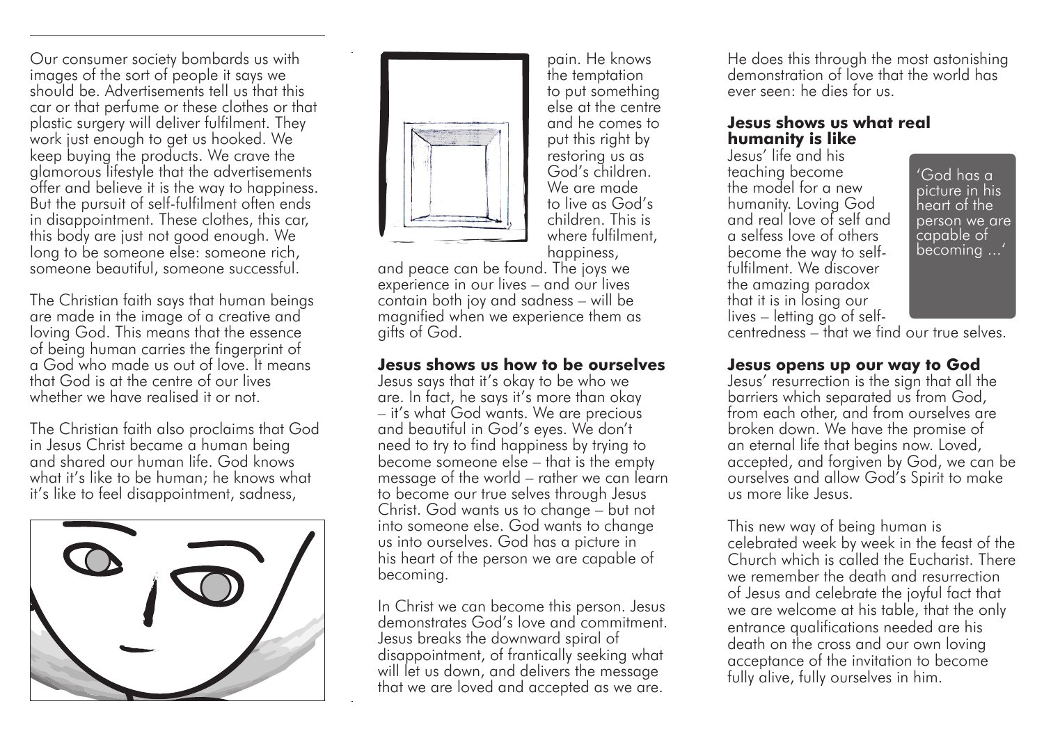Our consumer society bombards us with images of the sort of people it says we should be. Advertisements tell us that this car or that perfume or these clothes or that plastic surgery will deliver fulfilment. They work just enough to get us hooked. We keep buying the products. We crave the glamorous lifestyle that the advertisements offer and believe it is the way to happiness. But the pursuit of self-fulfilment often ends in disappointment. These clothes, this car, this body are just not good enough. We long to be someone else: someone rich, someone beautiful, someone successful.

The Christian faith says that human beings are made in the image of a creative and loving God. This means that the essence of being human carries the fingerprint of a God who made us out of love. It means that God is at the centre of our lives whether we have realised it or not.

The Christian faith also proclaims that God in Jesus Christ became a human being and shared our human life. God knows what it's like to be human; he knows what it's like to feel disappointment, sadness, pain. He knows the temptation to put something else at the centre and he comes to put this right by restoring us as God's children. We are made to live as God's children. This is where fulfilment, happiness, and peace can be found. The joys we experience in our lives – and our lives contain both joy and sadness – will be magnified when we experience them as gifts of God.

## Jesus shows us how to be ourselves

Jesus says that it's okay to be who we are. In fact, he says it's more than okay – it's what God wants. We are precious and beautiful in God's eyes. We don't need to try to find happiness by trying to become someone else – that is the empty message of the world – rather we can learn to become our true selves through Jesus Christ. God wants us to change – but not into someone else. God wants to change us into ourselves. God has a picture in his heart of the person we are capable of becoming.

In Christ we can become this person. Jesus demonstrates God's love and commitment. Jesus breaks the downward spiral of disappointment, of frantically seeking what will let us down, and delivers the message that we are loved and accepted as we are. He does this through the most astonishing demonstration of love that the world has ever seen: he dies for us.

## Jesus shows us what real humanity is like

Jesus' life and his teaching become the model for a new humanity. Loving God and real love of self and a selfess love of others become the way to self-fulfilment. We discover the amazing paradox that it is in losing our lives – letting go of self-centredness – that we find our true selves.

> 'God has a picture in his heart of the person we are capable of becoming ...'

## Jesus opens up our way to God

Jesus' resurrection is the sign that all the barriers which separated us from God, from each other, and from ourselves are broken down. We have the promise of an eternal life that begins now. Loved, accepted, and forgiven by God, we can be ourselves and allow God's Spirit to make us more like Jesus.

This new way of being human is celebrated week by week in the feast of the Church which is called the Eucharist. There we remember the death and resurrection of Jesus and celebrate the joyful fact that we are welcome at his table, that the only entrance qualifications needed are his death on the cross and our own loving acceptance of the invitation to become fully alive, fully ourselves in him.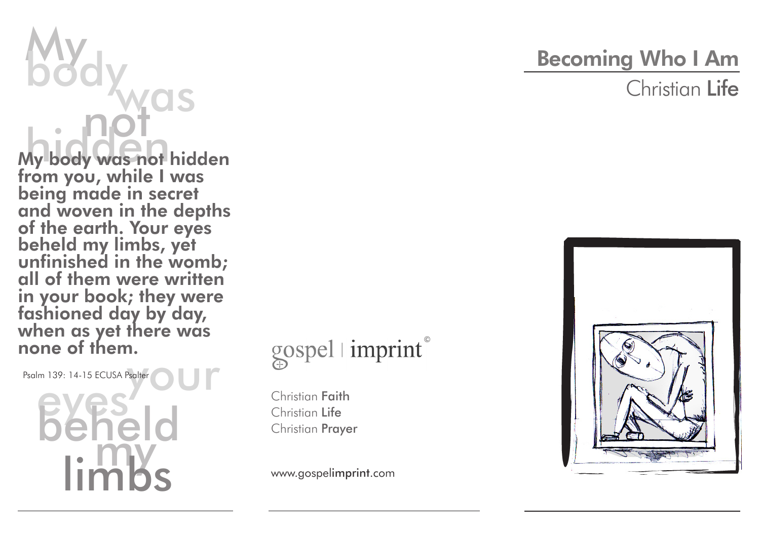My body was not hidden

**My body was not hidden from you, while I was being made in secret and woven in the depths of the earth. Your eyes beheld my limbs, yet unfinished in the womb; all of them were written in your book; they were fashioned day by day, when as yet there was none of them.**

Psalm 139: 14-15 ECUSA Psalter

your eyes beheld my limbs

gospel | imprint©

Christian **Faith**
Christian **Life**
Christian **Prayer**

www.gospel**imprint**.com

# Becoming Who I Am

## Christian **Life**